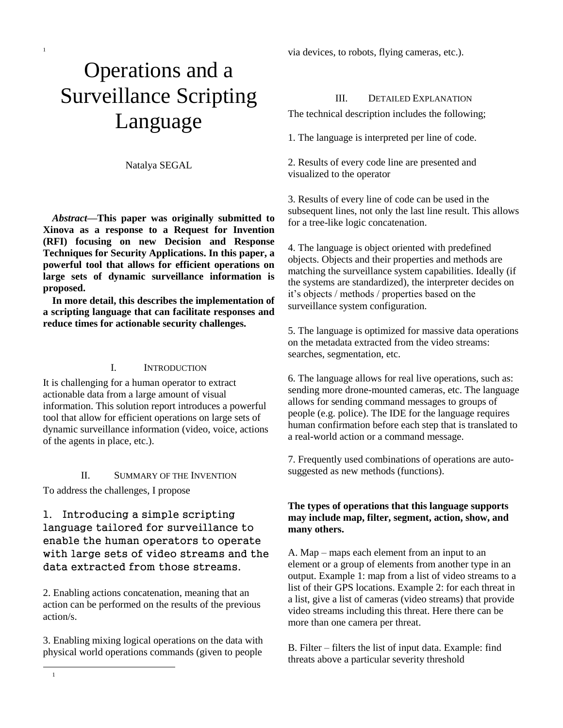# Operations and a Surveillance Scripting Language

Natalya SEGAL

***Abstract*—This paper was originally submitted to Xinova as a response to a Request for Invention (RFI) focusing on new Decision and Response Techniques for Security Applications. In this paper, a powerful tool that allows for efficient operations on large sets of dynamic surveillance information is proposed.**

**In more detail, this describes the implementation of a scripting language that can facilitate responses and reduce times for actionable security challenges.**

## I. Introduction

It is challenging for a human operator to extract actionable data from a large amount of visual information. This solution report introduces a powerful tool that allow for efficient operations on large sets of dynamic surveillance information (video, voice, actions of the agents in place, etc.).

## II. Summary of the Invention

To address the challenges, I propose

1. Introducing a simple scripting language tailored for surveillance to enable the human operators to operate with large sets of video streams and the data extracted from those streams.

2. Enabling actions concatenation, meaning that an action can be performed on the results of the previous action/s.

3. Enabling mixing logical operations on the data with physical world operations commands (given to people via devices, to robots, flying cameras, etc.).

## III. Detailed Explanation

The technical description includes the following;

1. The language is interpreted per line of code.

2. Results of every code line are presented and visualized to the operator

3. Results of every line of code can be used in the subsequent lines, not only the last line result. This allows for a tree-like logic concatenation.

4. The language is object oriented with predefined objects. Objects and their properties and methods are matching the surveillance system capabilities. Ideally (if the systems are standardized), the interpreter decides on it's objects / methods / properties based on the surveillance system configuration.

5. The language is optimized for massive data operations on the metadata extracted from the video streams: searches, segmentation, etc.

6. The language allows for real live operations, such as: sending more drone-mounted cameras, etc. The language allows for sending command messages to groups of people (e.g. police). The IDE for the language requires human confirmation before each step that is translated to a real-world action or a command message.

7. Frequently used combinations of operations are auto-suggested as new methods (functions).

**The types of operations that this language supports may include map, filter, segment, action, show, and many others.**

A. Map – maps each element from an input to an element or a group of elements from another type in an output. Example 1: map from a list of video streams to a list of their GPS locations. Example 2: for each threat in a list, give a list of cameras (video streams) that provide video streams including this threat. Here there can be more than one camera per threat.

B. Filter – filters the list of input data. Example: find threats above a particular severity threshold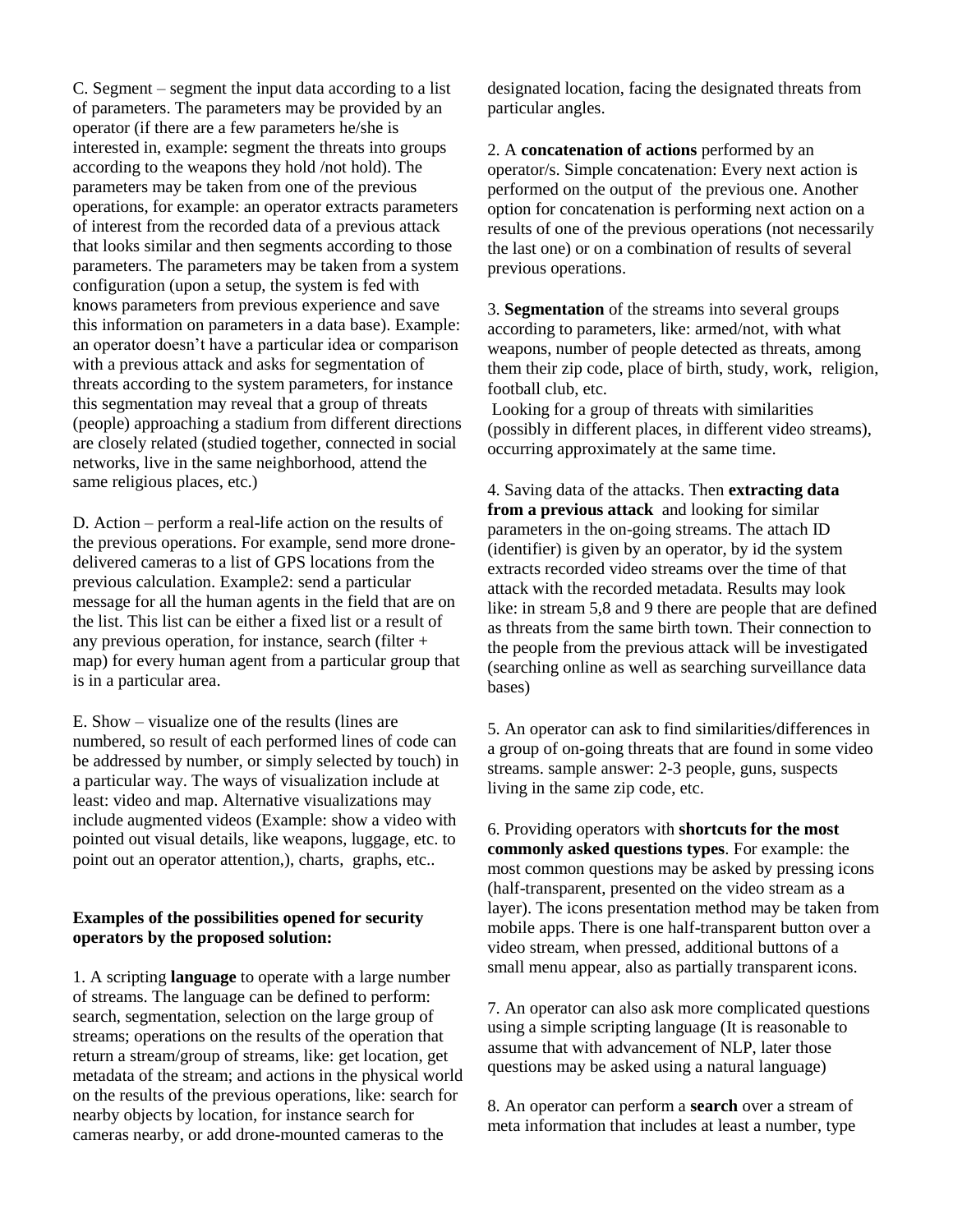C. Segment – segment the input data according to a list of parameters. The parameters may be provided by an operator (if there are a few parameters he/she is interested in, example: segment the threats into groups according to the weapons they hold /not hold). The parameters may be taken from one of the previous operations, for example: an operator extracts parameters of interest from the recorded data of a previous attack that looks similar and then segments according to those parameters. The parameters may be taken from a system configuration (upon a setup, the system is fed with knows parameters from previous experience and save this information on parameters in a data base). Example: an operator doesn't have a particular idea or comparison with a previous attack and asks for segmentation of threats according to the system parameters, for instance this segmentation may reveal that a group of threats (people) approaching a stadium from different directions are closely related (studied together, connected in social networks, live in the same neighborhood, attend the same religious places, etc.)

D. Action – perform a real-life action on the results of the previous operations. For example, send more drone-delivered cameras to a list of GPS locations from the previous calculation. Example2: send a particular message for all the human agents in the field that are on the list. This list can be either a fixed list or a result of any previous operation, for instance, search (filter + map) for every human agent from a particular group that is in a particular area.

E. Show – visualize one of the results (lines are numbered, so result of each performed lines of code can be addressed by number, or simply selected by touch) in a particular way. The ways of visualization include at least: video and map. Alternative visualizations may include augmented videos (Example: show a video with pointed out visual details, like weapons, luggage, etc. to point out an operator attention,), charts, graphs, etc..

**Examples of the possibilities opened for security operators by the proposed solution:**

1. A scripting **language** to operate with a large number of streams. The language can be defined to perform: search, segmentation, selection on the large group of streams; operations on the results of the operation that return a stream/group of streams, like: get location, get metadata of the stream; and actions in the physical world on the results of the previous operations, like: search for nearby objects by location, for instance search for cameras nearby, or add drone-mounted cameras to the designated location, facing the designated threats from particular angles.

2. A **concatenation of actions** performed by an operator/s. Simple concatenation: Every next action is performed on the output of the previous one. Another option for concatenation is performing next action on a results of one of the previous operations (not necessarily the last one) or on a combination of results of several previous operations.

3. **Segmentation** of the streams into several groups according to parameters, like: armed/not, with what weapons, number of people detected as threats, among them their zip code, place of birth, study, work, religion, football club, etc.
Looking for a group of threats with similarities (possibly in different places, in different video streams), occurring approximately at the same time.

4. Saving data of the attacks. Then **extracting data from a previous attack** and looking for similar parameters in the on-going streams. The attach ID (identifier) is given by an operator, by id the system extracts recorded video streams over the time of that attack with the recorded metadata. Results may look like: in stream 5,8 and 9 there are people that are defined as threats from the same birth town. Their connection to the people from the previous attack will be investigated (searching online as well as searching surveillance data bases)

5. An operator can ask to find similarities/differences in a group of on-going threats that are found in some video streams. sample answer: 2-3 people, guns, suspects living in the same zip code, etc.

6. Providing operators with **shortcuts for the most commonly asked questions types**. For example: the most common questions may be asked by pressing icons (half-transparent, presented on the video stream as a layer). The icons presentation method may be taken from mobile apps. There is one half-transparent button over a video stream, when pressed, additional buttons of a small menu appear, also as partially transparent icons.

7. An operator can also ask more complicated questions using a simple scripting language (It is reasonable to assume that with advancement of NLP, later those questions may be asked using a natural language)

8. An operator can perform a **search** over a stream of meta information that includes at least a number, type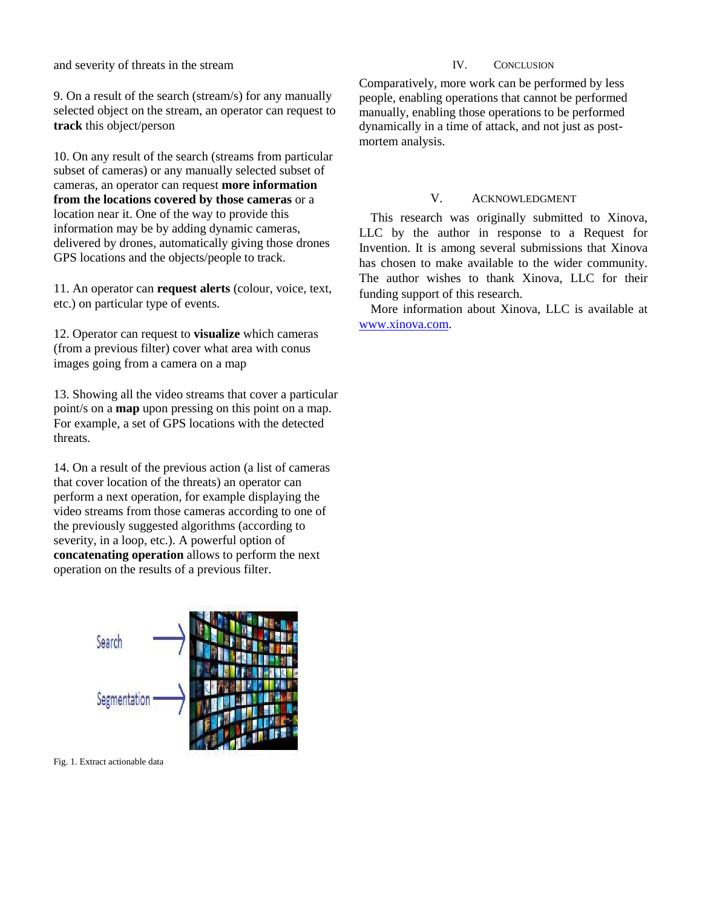and severity of threats in the stream

9. On a result of the search (stream/s) for any manually selected object on the stream, an operator can request to **track** this object/person

10. On any result of the search (streams from particular subset of cameras) or any manually selected subset of cameras, an operator can request **more information from the locations covered by those cameras** or a location near it. One of the way to provide this information may be by adding dynamic cameras, delivered by drones, automatically giving those drones GPS locations and the objects/people to track.

11. An operator can **request alerts** (colour, voice, text, etc.) on particular type of events.

12. Operator can request to **visualize** which cameras (from a previous filter) cover what area with conus images going from a camera on a map

13. Showing all the video streams that cover a particular point/s on a **map** upon pressing on this point on a map. For example, a set of GPS locations with the detected threats.

14. On a result of the previous action (a list of cameras that cover location of the threats) an operator can perform a next operation, for example displaying the video streams from those cameras according to one of the previously suggested algorithms (according to severity, in a loop, etc.). A powerful option of **concatenating operation** allows to perform the next operation on the results of a previous filter.

Search

Segmentation

Fig. 1. Extract actionable data

## IV. Conclusion

Comparatively, more work can be performed by less people, enabling operations that cannot be performed manually, enabling those operations to be performed dynamically in a time of attack, and not just as post-mortem analysis.

## V. Acknowledgment

This research was originally submitted to Xinova, LLC by the author in response to a Request for Invention. It is among several submissions that Xinova has chosen to make available to the wider community. The author wishes to thank Xinova, LLC for their funding support of this research.

More information about Xinova, LLC is available at www.xinova.com.